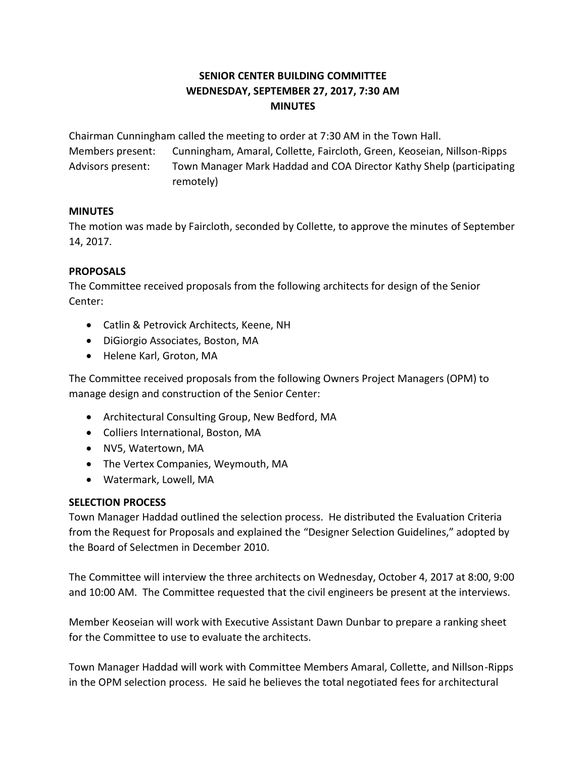# SENIOR CENTER BUILDING COMMITTEE
## WEDNESDAY, SEPTEMBER 27, 2017, 7:30 AM
## MINUTES

Chairman Cunningham called the meeting to order at 7:30 AM in the Town Hall.

Members present: Cunningham, Amaral, Collette, Faircloth, Green, Keoseian, Nillson-Ripps

Advisors present: Town Manager Mark Haddad and COA Director Kathy Shelp (participating remotely)

**MINUTES**

The motion was made by Faircloth, seconded by Collette, to approve the minutes of September 14, 2017.

**PROPOSALS**

The Committee received proposals from the following architects for design of the Senior Center:

- Catlin & Petrovick Architects, Keene, NH
- DiGiorgio Associates, Boston, MA
- Helene Karl, Groton, MA

The Committee received proposals from the following Owners Project Managers (OPM) to manage design and construction of the Senior Center:

- Architectural Consulting Group, New Bedford, MA
- Colliers International, Boston, MA
- NV5, Watertown, MA
- The Vertex Companies, Weymouth, MA
- Watermark, Lowell, MA

**SELECTION PROCESS**

Town Manager Haddad outlined the selection process. He distributed the Evaluation Criteria from the Request for Proposals and explained the "Designer Selection Guidelines," adopted by the Board of Selectmen in December 2010.

The Committee will interview the three architects on Wednesday, October 4, 2017 at 8:00, 9:00 and 10:00 AM. The Committee requested that the civil engineers be present at the interviews.

Member Keoseian will work with Executive Assistant Dawn Dunbar to prepare a ranking sheet for the Committee to use to evaluate the architects.

Town Manager Haddad will work with Committee Members Amaral, Collette, and Nillson-Ripps in the OPM selection process. He said he believes the total negotiated fees for architectural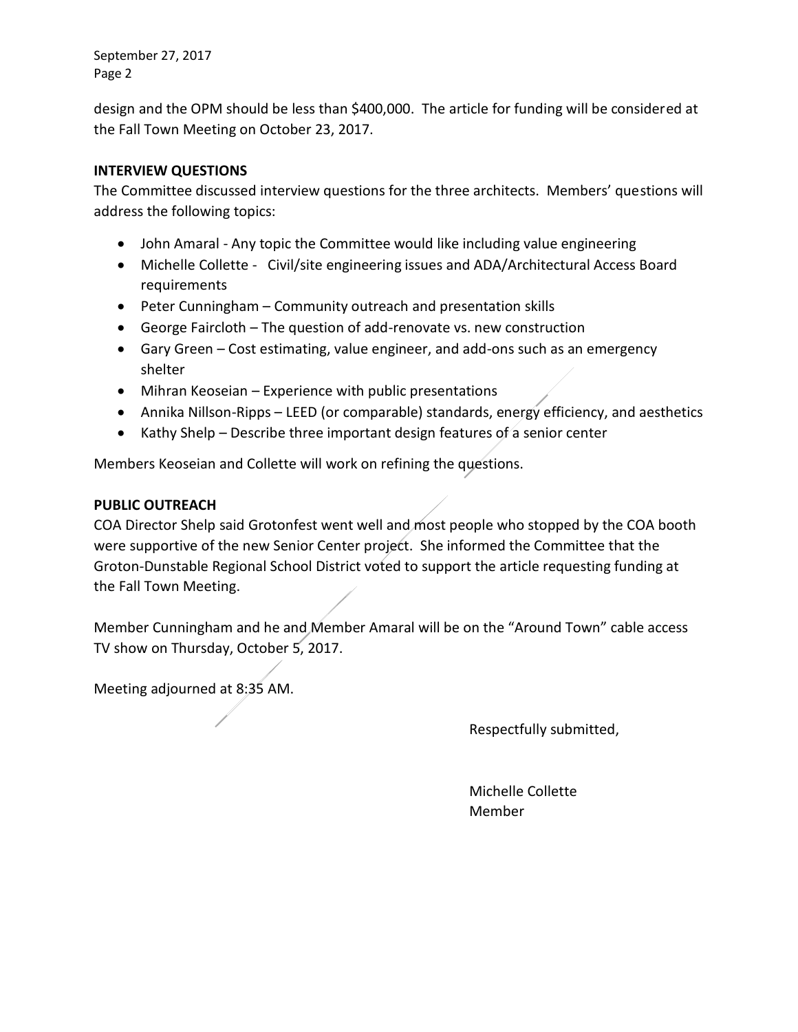design and the OPM should be less than $400,000. The article for funding will be considered at the Fall Town Meeting on October 23, 2017.

**INTERVIEW QUESTIONS**

The Committee discussed interview questions for the three architects. Members' questions will address the following topics:

- John Amaral - Any topic the Committee would like including value engineering
- Michelle Collette - Civil/site engineering issues and ADA/Architectural Access Board requirements
- Peter Cunningham – Community outreach and presentation skills
- George Faircloth – The question of add-renovate vs. new construction
- Gary Green – Cost estimating, value engineer, and add-ons such as an emergency shelter
- Mihran Keoseian – Experience with public presentations
- Annika Nillson-Ripps – LEED (or comparable) standards, energy efficiency, and aesthetics
- Kathy Shelp – Describe three important design features of a senior center

Members Keoseian and Collette will work on refining the questions.

**PUBLIC OUTREACH**

COA Director Shelp said Grotonfest went well and most people who stopped by the COA booth were supportive of the new Senior Center project. She informed the Committee that the Groton-Dunstable Regional School District voted to support the article requesting funding at the Fall Town Meeting.

Member Cunningham and he and Member Amaral will be on the "Around Town" cable access TV show on Thursday, October 5, 2017.

Meeting adjourned at 8:35 AM.

Respectfully submitted,

Michelle Collette
Member